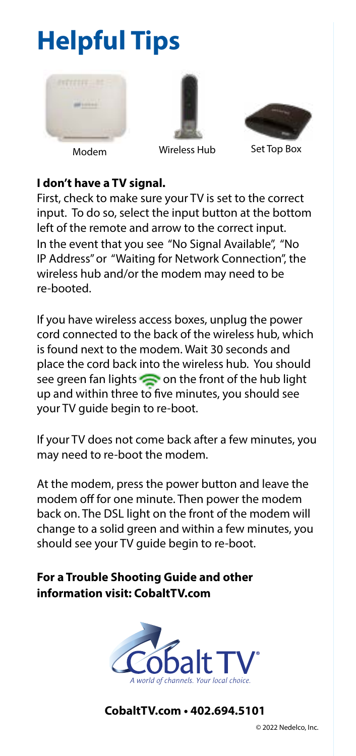# Helpful Tips

Modem Wireless Hub Set Top Box

**I don't have a TV signal.**

First, check to make sure your TV is set to the correct input. To do so, select the input button at the bottom left of the remote and arrow to the correct input. In the event that you see "No Signal Available", "No IP Address" or "Waiting for Network Connection", the wireless hub and/or the modem may need to be re-booted.

If you have wireless access boxes, unplug the power cord connected to the back of the wireless hub, which is found next to the modem. Wait 30 seconds and place the cord back into the wireless hub. You should see green fan lights on the front of the hub light up and within three to five minutes, you should see your TV guide begin to re-boot.

If your TV does not come back after a few minutes, you may need to re-boot the modem.

At the modem, press the power button and leave the modem off for one minute. Then power the modem back on. The DSL light on the front of the modem will change to a solid green and within a few minutes, you should see your TV guide begin to re-boot.

**For a Trouble Shooting Guide and other information visit: CobaltTV.com**

Cobalt TV®
*A world of channels. Your local choice.*

**CobaltTV.com • 402.694.5101**

© 2022 Nedelco, Inc.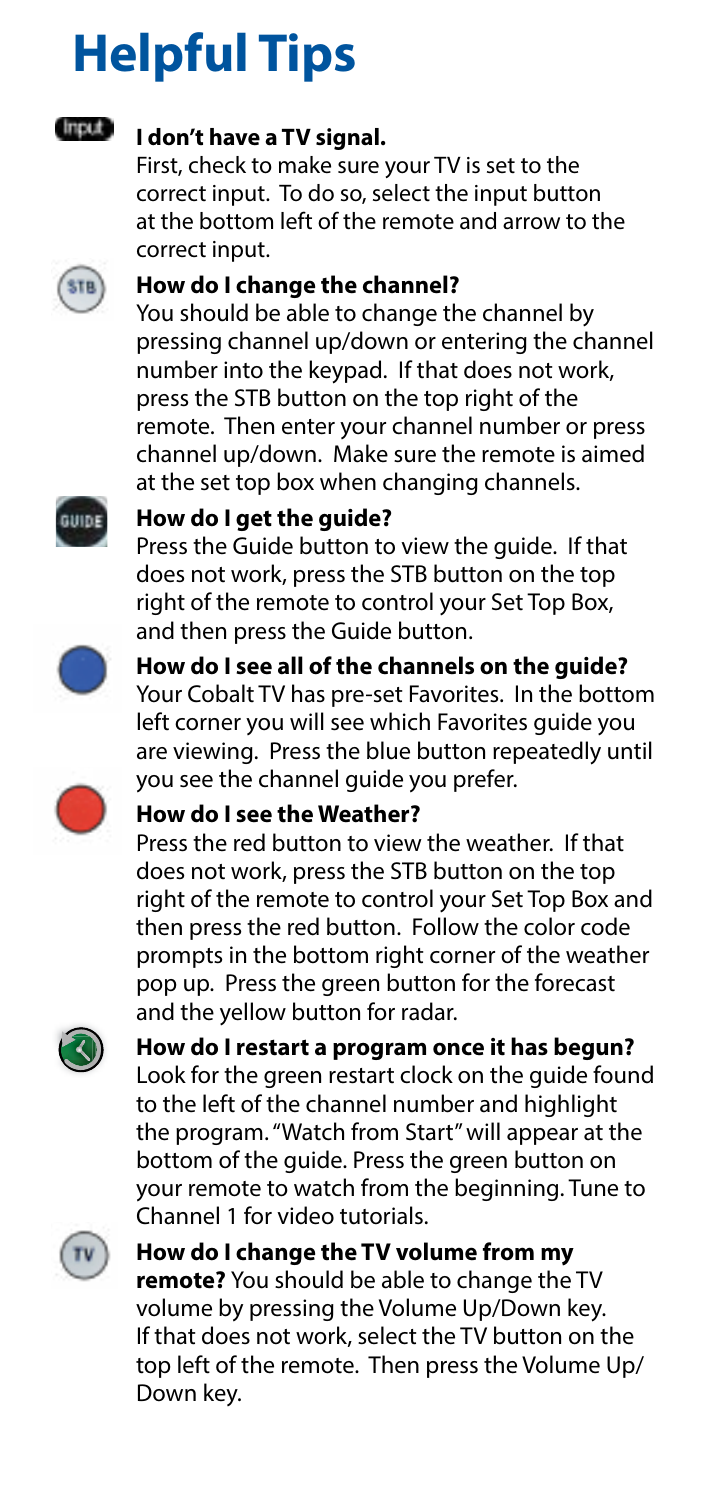# Helpful Tips

**I don't have a TV signal.**

First, check to make sure your TV is set to the correct input. To do so, select the input button at the bottom left of the remote and arrow to the correct input.

**How do I change the channel?**

You should be able to change the channel by pressing channel up/down or entering the channel number into the keypad. If that does not work, press the STB button on the top right of the remote. Then enter your channel number or press channel up/down. Make sure the remote is aimed at the set top box when changing channels.

**How do I get the guide?**

Press the Guide button to view the guide. If that does not work, press the STB button on the top right of the remote to control your Set Top Box, and then press the Guide button.

**How do I see all of the channels on the guide?**

Your Cobalt TV has pre-set Favorites. In the bottom left corner you will see which Favorites guide you are viewing. Press the blue button repeatedly until you see the channel guide you prefer.

**How do I see the Weather?**

Press the red button to view the weather. If that does not work, press the STB button on the top right of the remote to control your Set Top Box and then press the red button. Follow the color code prompts in the bottom right corner of the weather pop up. Press the green button for the forecast and the yellow button for radar.

**How do I restart a program once it has begun?**

Look for the green restart clock on the guide found to the left of the channel number and highlight the program. "Watch from Start" will appear at the bottom of the guide. Press the green button on your remote to watch from the beginning. Tune to Channel 1 for video tutorials.

**How do I change the TV volume from my remote?** You should be able to change the TV volume by pressing the Volume Up/Down key. If that does not work, select the TV button on the top left of the remote. Then press the Volume Up/Down key.